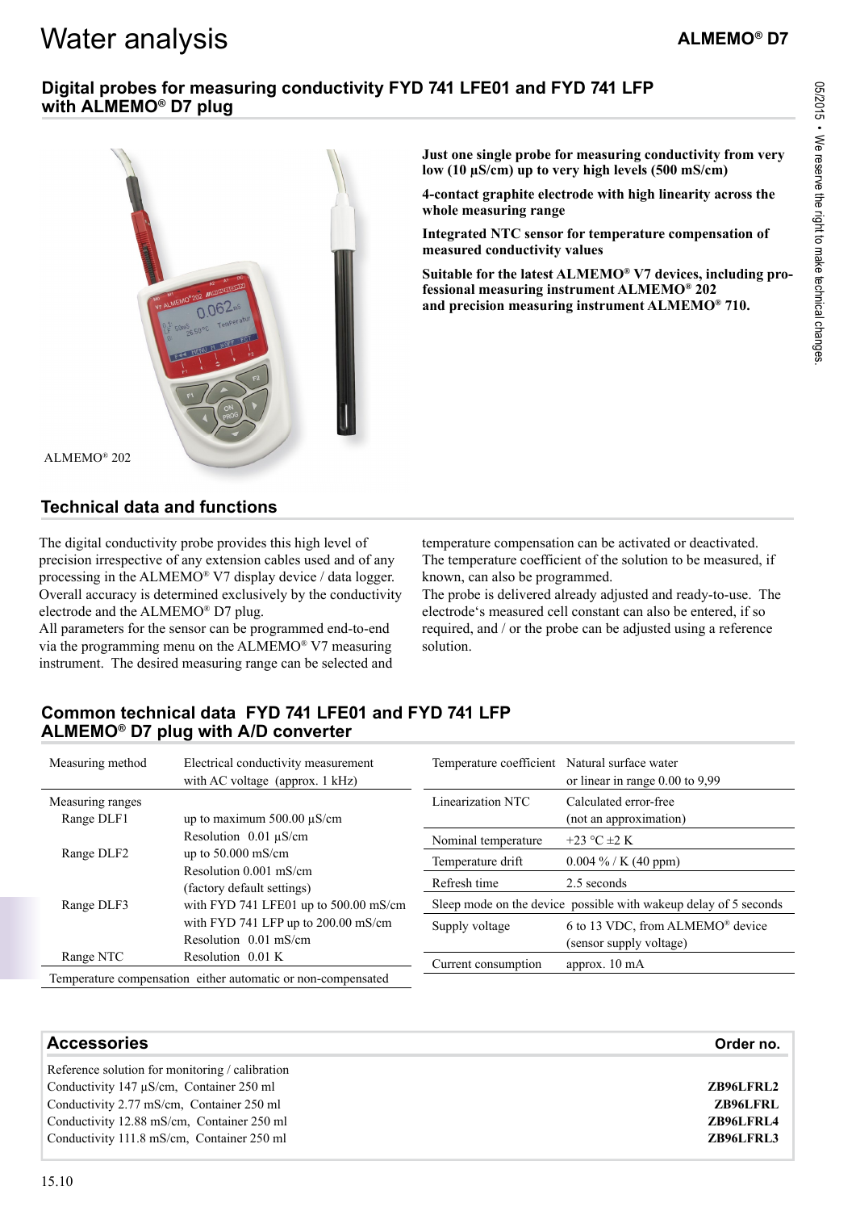# Water analysis

**ALMEMO® D7**

## Digital probes for measuring conductivity FYD 741 LFE01 and FYD 741 LFP with ALMEMO® D7 plug

ALMEMO® 202

**Just one single probe for measuring conductivity from very low (10 µS/cm) up to very high levels (500 mS/cm)**

**4-contact graphite electrode with high linearity across the whole measuring range**

**Integrated NTC sensor for temperature compensation of measured conductivity values**

**Suitable for the latest ALMEMO® V7 devices, including professional measuring instrument ALMEMO® 202 and precision measuring instrument ALMEMO® 710.**

## Technical data and functions

The digital conductivity probe provides this high level of precision irrespective of any extension cables used and of any processing in the ALMEMO® V7 display device / data logger. Overall accuracy is determined exclusively by the conductivity electrode and the ALMEMO® D7 plug.
All parameters for the sensor can be programmed end-to-end via the programming menu on the ALMEMO® V7 measuring instrument. The desired measuring range can be selected and temperature compensation can be activated or deactivated. The temperature coefficient of the solution to be measured, if known, can also be programmed.
The probe is delivered already adjusted and ready-to-use. The electrode's measured cell constant can also be entered, if so required, and / or the probe can be adjusted using a reference solution.

## Common technical data FYD 741 LFE01 and FYD 741 LFP ALMEMO® D7 plug with A/D converter

| | |
|---|---|
| Measuring method | Electrical conductivity measurement with AC voltage (approx. 1 kHz) |
| Measuring ranges | |
| Range DLF1 | up to maximum 500.00 µS/cm<br>Resolution 0.01 µS/cm |
| Range DLF2 | up to 50.000 mS/cm<br>Resolution 0.001 mS/cm<br>(factory default settings) |
| Range DLF3 | with FYD 741 LFE01 up to 500.00 mS/cm<br>with FYD 741 LFP up to 200.00 mS/cm<br>Resolution 0.01 mS/cm |
| Range NTC | Resolution 0.01 K |
| Temperature compensation | either automatic or non-compensated |

| | |
|---|---|
| Temperature coefficient | Natural surface water or linear in range 0.00 to 9,99 |
| Linearization NTC | Calculated error-free (not an approximation) |
| Nominal temperature | +23 °C ±2 K |
| Temperature drift | 0.004 % / K (40 ppm) |
| Refresh time | 2.5 seconds |
| Sleep mode on the device | possible with wakeup delay of 5 seconds |
| Supply voltage | 6 to 13 VDC, from ALMEMO® device (sensor supply voltage) |
| Current consumption | approx. 10 mA |

## Accessories

| Accessories | Order no. |
|---|---|
| Reference solution for monitoring / calibration | |
| Conductivity 147 µS/cm, Container 250 ml | **ZB96LFRL2** |
| Conductivity 2.77 mS/cm, Container 250 ml | **ZB96LFRL** |
| Conductivity 12.88 mS/cm, Container 250 ml | **ZB96LFRL4** |
| Conductivity 111.8 mS/cm, Container 250 ml | **ZB96LFRL3** |

05/2015 • We reserve the right to make technical changes.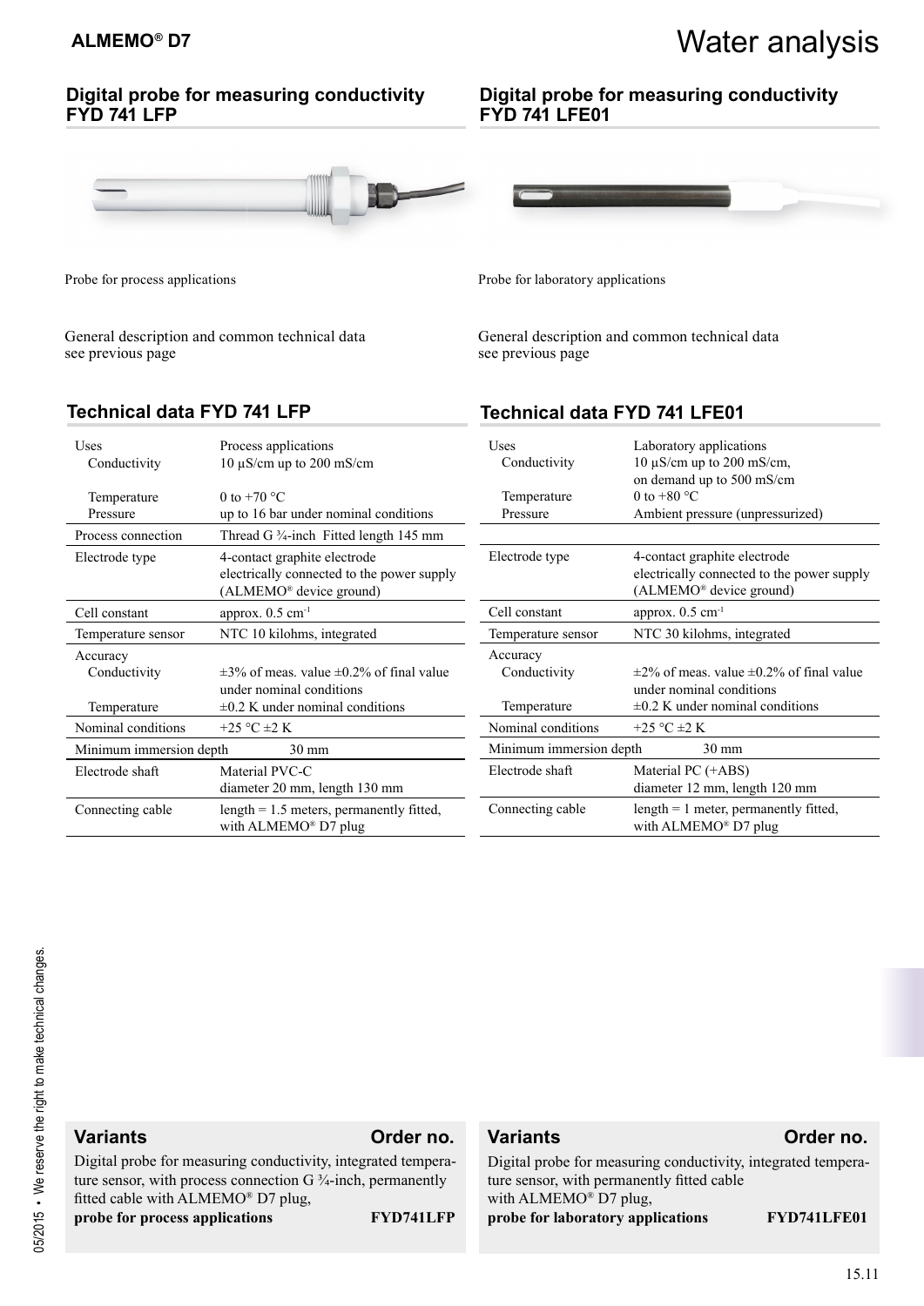## Digital probe for measuring conductivity FYD 741 LFP

Probe for process applications

General description and common technical data see previous page

### Technical data FYD 741 LFP

| | |
|---|---|
| Uses | Process applications |
| Conductivity | 10 µS/cm up to 200 mS/cm |
| Temperature | 0 to +70 °C |
| Pressure | up to 16 bar under nominal conditions |
| Process connection | Thread G ¾-inch Fitted length 145 mm |
| Electrode type | 4-contact graphite electrode electrically connected to the power supply (ALMEMO® device ground) |
| Cell constant | approx. 0.5 $cm^{-1}$ |
| Temperature sensor | NTC 10 kilohms, integrated |
| Accuracy | |
| Conductivity | ±3% of meas. value ±0.2% of final value under nominal conditions |
| Temperature | ±0.2 K under nominal conditions |
| Nominal conditions | +25 °C ±2 K |
| Minimum immersion depth | 30 mm |
| Electrode shaft | Material PVC-C diameter 20 mm, length 130 mm |
| Connecting cable | length = 1.5 meters, permanently fitted, with ALMEMO® D7 plug |

### Variants

| Variants | Order no. |
|---|---|
| Digital probe for measuring conductivity, integrated temperature sensor, with process connection G ¾-inch, permanently fitted cable with ALMEMO® D7 plug, **probe for process applications** | **FYD741LFP** |

## Digital probe for measuring conductivity FYD 741 LFE01

Probe for laboratory applications

General description and common technical data see previous page

### Technical data FYD 741 LFE01

| | |
|---|---|
| Uses | Laboratory applications |
| Conductivity | 10 µS/cm up to 200 mS/cm, on demand up to 500 mS/cm |
| Temperature | 0 to +80 °C |
| Pressure | Ambient pressure (unpressurized) |
| Electrode type | 4-contact graphite electrode electrically connected to the power supply (ALMEMO® device ground) |
| Cell constant | approx. 0.5 $cm^{-1}$ |
| Temperature sensor | NTC 30 kilohms, integrated |
| Accuracy | |
| Conductivity | ±2% of meas. value ±0.2% of final value under nominal conditions |
| Temperature | ±0.2 K under nominal conditions |
| Nominal conditions | +25 °C ±2 K |
| Minimum immersion depth | 30 mm |
| Electrode shaft | Material PC (+ABS) diameter 12 mm, length 120 mm |
| Connecting cable | length = 1 meter, permanently fitted, with ALMEMO® D7 plug |

### Variants

| Variants | Order no. |
|---|---|
| Digital probe for measuring conductivity, integrated temperature sensor, with permanently fitted cable with ALMEMO® D7 plug, **probe for laboratory applications** | **FYD741LFE01** |

05/2015 • We reserve the right to make technical changes.